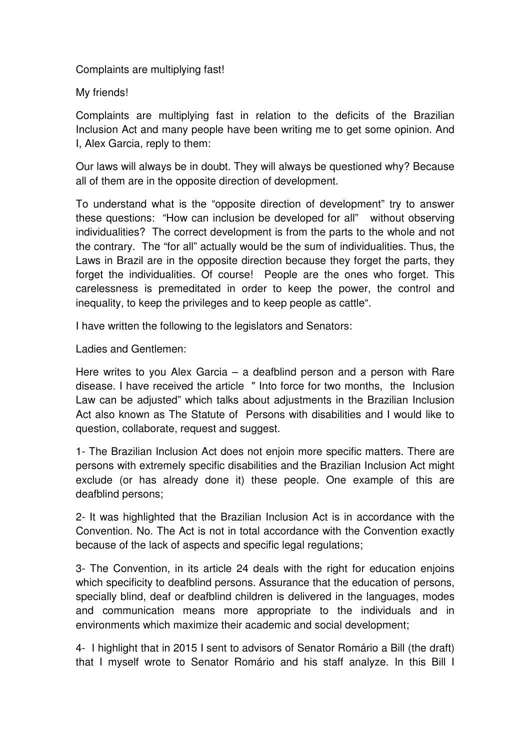Complaints are multiplying fast!

My friends!

Complaints are multiplying fast in relation to the deficits of the Brazilian Inclusion Act and many people have been writing me to get some opinion. And I, Alex Garcia, reply to them:

Our laws will always be in doubt. They will always be questioned why? Because all of them are in the opposite direction of development.

To understand what is the "opposite direction of development" try to answer these questions: "How can inclusion be developed for all" without observing individualities? The correct development is from the parts to the whole and not the contrary. The "for all" actually would be the sum of individualities. Thus, the Laws in Brazil are in the opposite direction because they forget the parts, they forget the individualities. Of course! People are the ones who forget. This carelessness is premeditated in order to keep the power, the control and inequality, to keep the privileges and to keep people as cattle".

I have written the following to the legislators and Senators:

Ladies and Gentlemen:

Here writes to you Alex Garcia – a deafblind person and a person with Rare disease. I have received the article " Into force for two months, the Inclusion Law can be adjusted" which talks about adjustments in the Brazilian Inclusion Act also known as The Statute of Persons with disabilities and I would like to question, collaborate, request and suggest.

1- The Brazilian Inclusion Act does not enjoin more specific matters. There are persons with extremely specific disabilities and the Brazilian Inclusion Act might exclude (or has already done it) these people. One example of this are deafblind persons;

2- It was highlighted that the Brazilian Inclusion Act is in accordance with the Convention. No. The Act is not in total accordance with the Convention exactly because of the lack of aspects and specific legal regulations;

3- The Convention, in its article 24 deals with the right for education enjoins which specificity to deafblind persons. Assurance that the education of persons, specially blind, deaf or deafblind children is delivered in the languages, modes and communication means more appropriate to the individuals and in environments which maximize their academic and social development;

4- I highlight that in 2015 I sent to advisors of Senator Romário a Bill (the draft) that I myself wrote to Senator Romário and his staff analyze. In this Bill I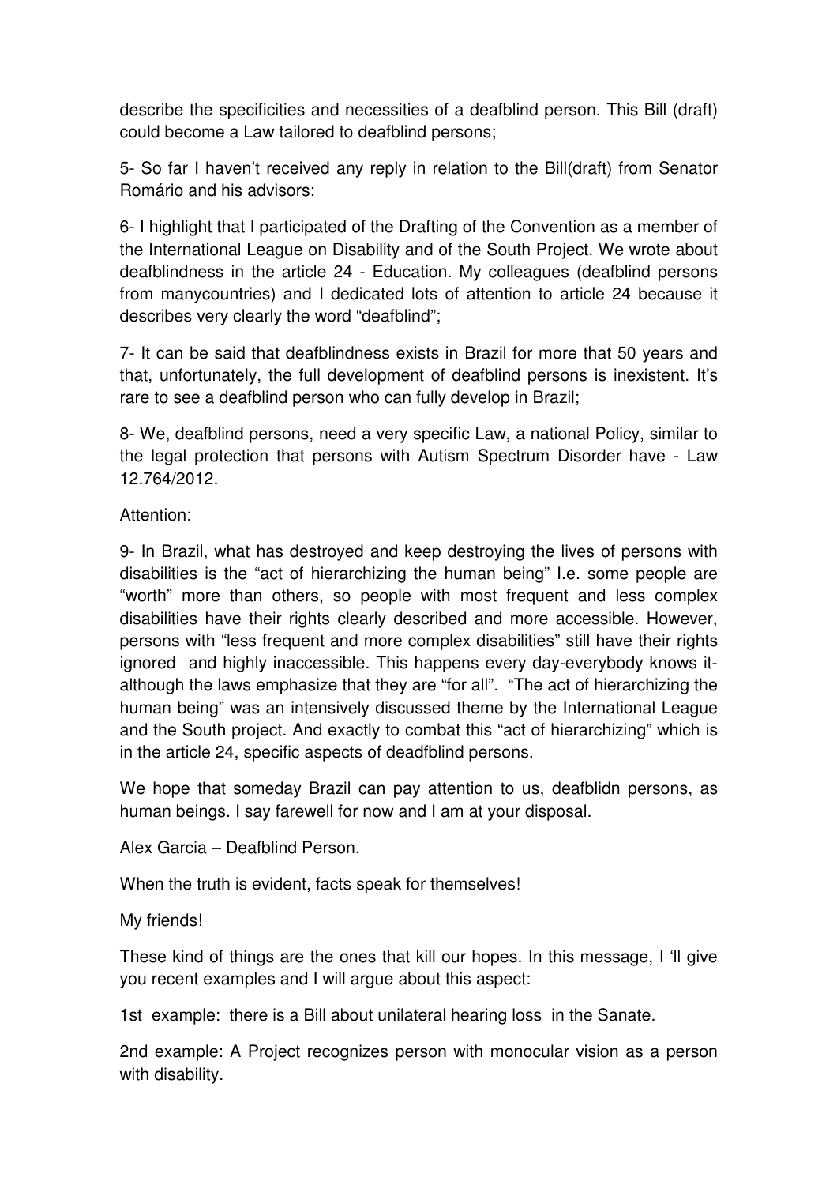describe the specificities and necessities of a deafblind person. This Bill (draft) could become a Law tailored to deafblind persons;

5- So far I haven't received any reply in relation to the Bill(draft) from Senator Romário and his advisors;

6- I highlight that I participated of the Drafting of the Convention as a member of the International League on Disability and of the South Project. We wrote about deafblindness in the article 24 - Education. My colleagues (deafblind persons from manycountries) and I dedicated lots of attention to article 24 because it describes very clearly the word "deafblind";

7- It can be said that deafblindness exists in Brazil for more that 50 years and that, unfortunately, the full development of deafblind persons is inexistent. It's rare to see a deafblind person who can fully develop in Brazil;

8- We, deafblind persons, need a very specific Law, a national Policy, similar to the legal protection that persons with Autism Spectrum Disorder have - Law 12.764/2012.

Attention:

9- In Brazil, what has destroyed and keep destroying the lives of persons with disabilities is the "act of hierarchizing the human being" I.e. some people are "worth" more than others, so people with most frequent and less complex disabilities have their rights clearly described and more accessible. However, persons with "less frequent and more complex disabilities" still have their rights ignored and highly inaccessible. This happens every day-everybody knows it-although the laws emphasize that they are "for all". "The act of hierarchizing the human being" was an intensively discussed theme by the International League and the South project. And exactly to combat this "act of hierarchizing" which is in the article 24, specific aspects of deadfblind persons.

We hope that someday Brazil can pay attention to us, deafblidn persons, as human beings. I say farewell for now and I am at your disposal.

Alex Garcia – Deafblind Person.

When the truth is evident, facts speak for themselves!

My friends!

These kind of things are the ones that kill our hopes. In this message, I 'll give you recent examples and I will argue about this aspect:

1st example: there is a Bill about unilateral hearing loss in the Sanate.

2nd example: A Project recognizes person with monocular vision as a person with disability.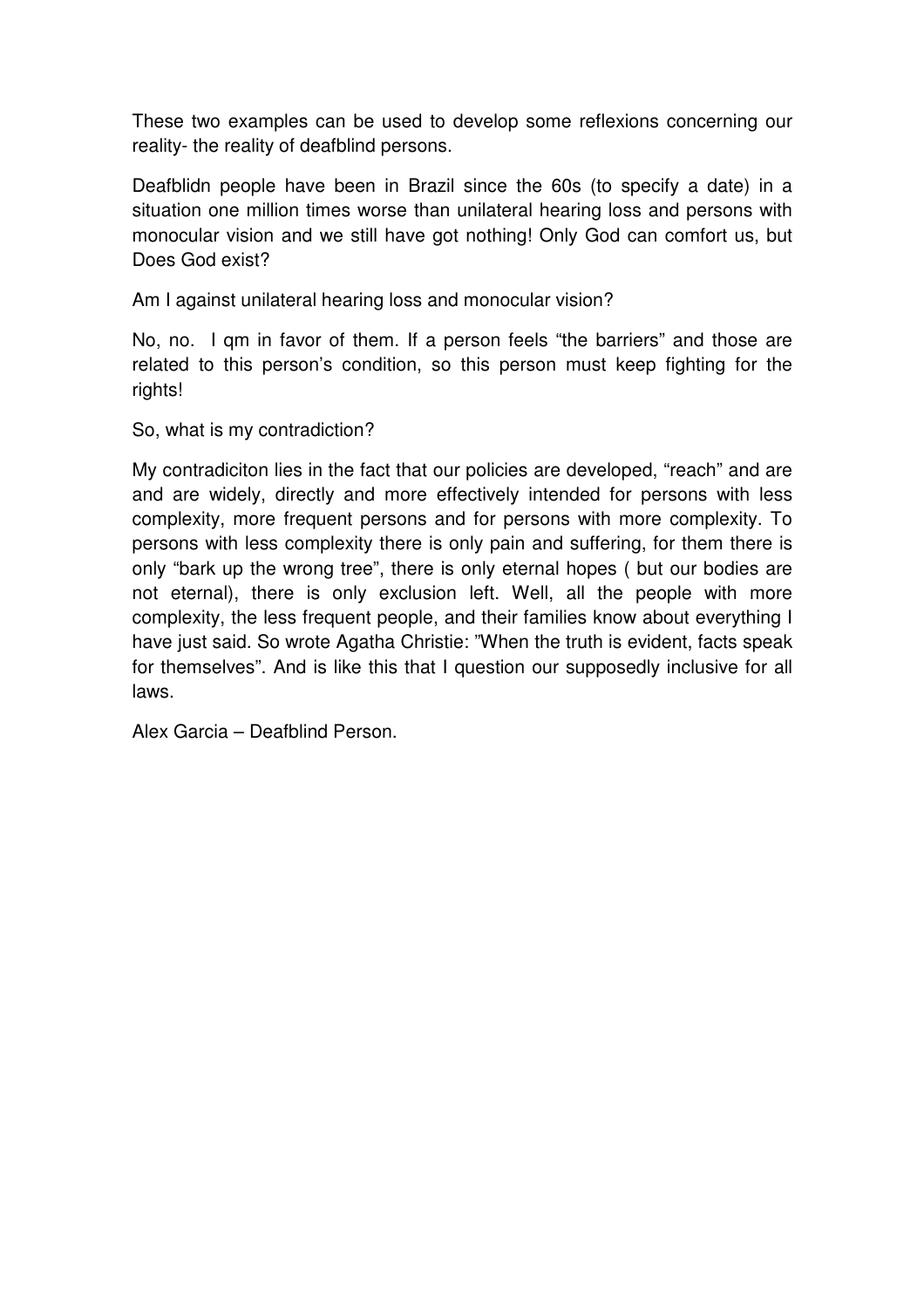These two examples can be used to develop some reflexions concerning our reality- the reality of deafblind persons.

Deafblidn people have been in Brazil since the 60s (to specify a date) in a situation one million times worse than unilateral hearing loss and persons with monocular vision and we still have got nothing! Only God can comfort us, but Does God exist?

Am I against unilateral hearing loss and monocular vision?

No, no. I qm in favor of them. If a person feels "the barriers" and those are related to this person's condition, so this person must keep fighting for the rights!

So, what is my contradiction?

My contradiciton lies in the fact that our policies are developed, "reach" and are and are widely, directly and more effectively intended for persons with less complexity, more frequent persons and for persons with more complexity. To persons with less complexity there is only pain and suffering, for them there is only "bark up the wrong tree", there is only eternal hopes ( but our bodies are not eternal), there is only exclusion left. Well, all the people with more complexity, the less frequent people, and their families know about everything I have just said. So wrote Agatha Christie: "When the truth is evident, facts speak for themselves". And is like this that I question our supposedly inclusive for all laws.

Alex Garcia – Deafblind Person.